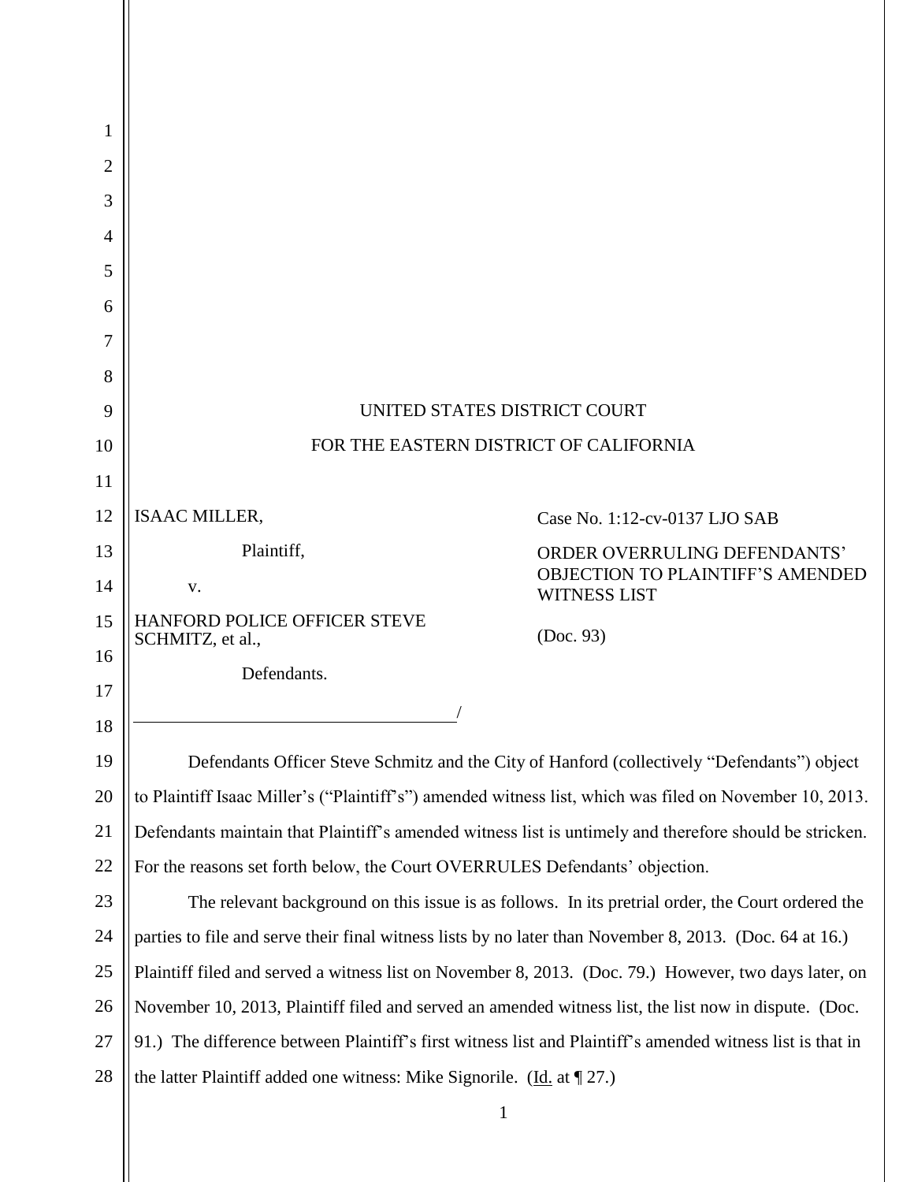UNITED STATES DISTRICT COURT

FOR THE EASTERN DISTRICT OF CALIFORNIA

ISAAC MILLER,

Plaintiff,

v.

HANFORD POLICE OFFICER STEVE SCHMITZ, et al.,

Defendants.

/

Case No. 1:12-cv-0137 LJO SAB

ORDER OVERRULING DEFENDANTS' OBJECTION TO PLAINTIFF'S AMENDED WITNESS LIST

(Doc. 93)

Defendants Officer Steve Schmitz and the City of Hanford (collectively "Defendants") object to Plaintiff Isaac Miller's ("Plaintiff's") amended witness list, which was filed on November 10, 2013. Defendants maintain that Plaintiff's amended witness list is untimely and therefore should be stricken. For the reasons set forth below, the Court OVERRULES Defendants' objection.

The relevant background on this issue is as follows. In its pretrial order, the Court ordered the parties to file and serve their final witness lists by no later than November 8, 2013. (Doc. 64 at 16.) Plaintiff filed and served a witness list on November 8, 2013. (Doc. 79.) However, two days later, on November 10, 2013, Plaintiff filed and served an amended witness list, the list now in dispute. (Doc. 91.) The difference between Plaintiff's first witness list and Plaintiff's amended witness list is that in the latter Plaintiff added one witness: Mike Signorile. (Id. at ¶ 27.)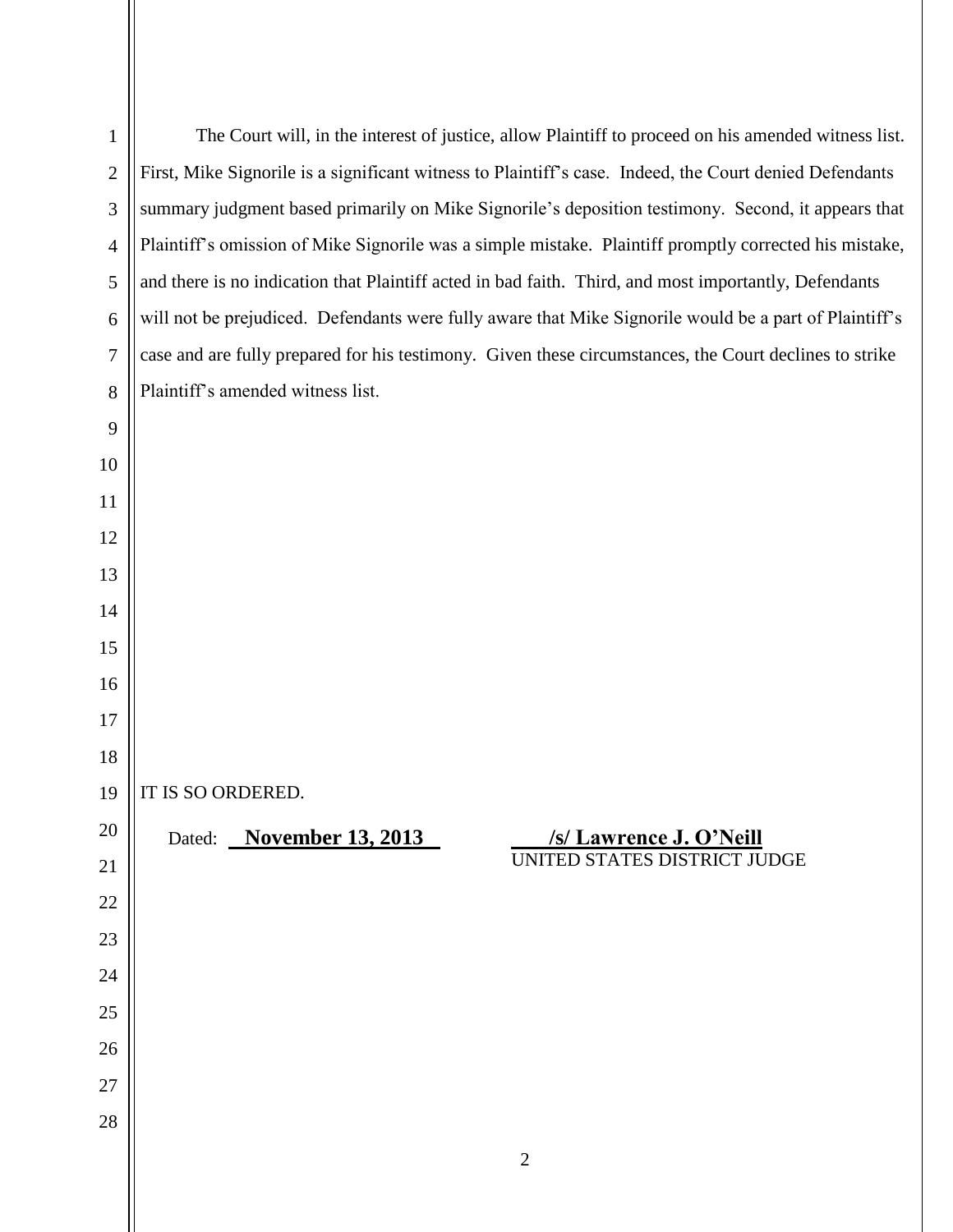The Court will, in the interest of justice, allow Plaintiff to proceed on his amended witness list. First, Mike Signorile is a significant witness to Plaintiff's case. Indeed, the Court denied Defendants summary judgment based primarily on Mike Signorile's deposition testimony. Second, it appears that Plaintiff's omission of Mike Signorile was a simple mistake. Plaintiff promptly corrected his mistake, and there is no indication that Plaintiff acted in bad faith. Third, and most importantly, Defendants will not be prejudiced. Defendants were fully aware that Mike Signorile would be a part of Plaintiff's case and are fully prepared for his testimony. Given these circumstances, the Court declines to strike Plaintiff's amended witness list.

IT IS SO ORDERED.

Dated: **November 13, 2013**

**/s/ Lawrence J. O'Neill**
UNITED STATES DISTRICT JUDGE